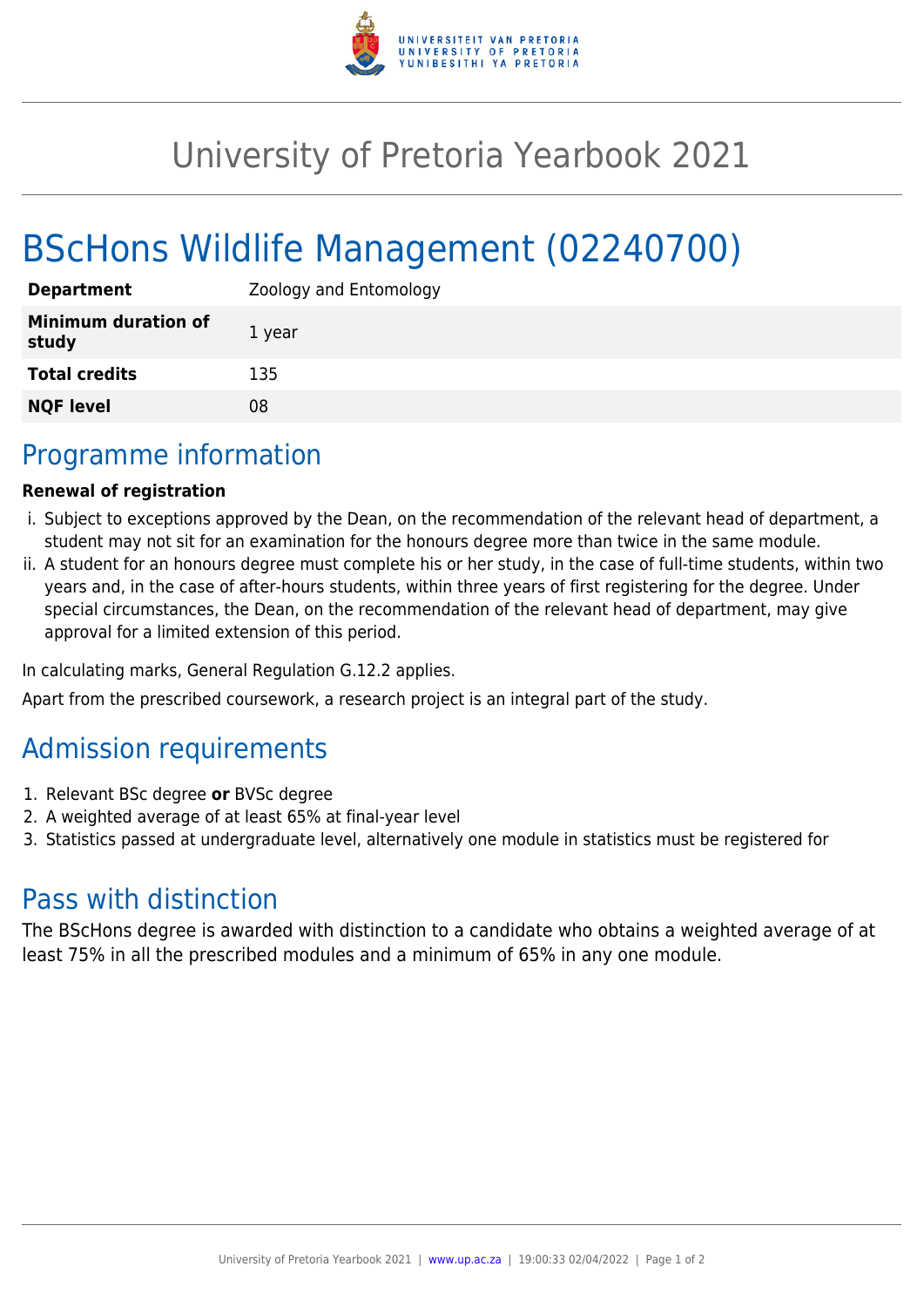# University of Pretoria Yearbook 2021

# BScHons Wildlife Management (02240700)

| **Department** | Zoology and Entomology |
|---|---|
| **Minimum duration of study** | 1 year |
| **Total credits** | 135 |
| **NQF level** | 08 |

## Programme information

**Renewal of registration**

i. Subject to exceptions approved by the Dean, on the recommendation of the relevant head of department, a student may not sit for an examination for the honours degree more than twice in the same module.
ii. A student for an honours degree must complete his or her study, in the case of full-time students, within two years and, in the case of after-hours students, within three years of first registering for the degree. Under special circumstances, the Dean, on the recommendation of the relevant head of department, may give approval for a limited extension of this period.

In calculating marks, General Regulation G.12.2 applies.

Apart from the prescribed coursework, a research project is an integral part of the study.

## Admission requirements

1. Relevant BSc degree **or** BVSc degree
2. A weighted average of at least 65% at final-year level
3. Statistics passed at undergraduate level, alternatively one module in statistics must be registered for

## Pass with distinction

The BScHons degree is awarded with distinction to a candidate who obtains a weighted average of at least 75% in all the prescribed modules and a minimum of 65% in any one module.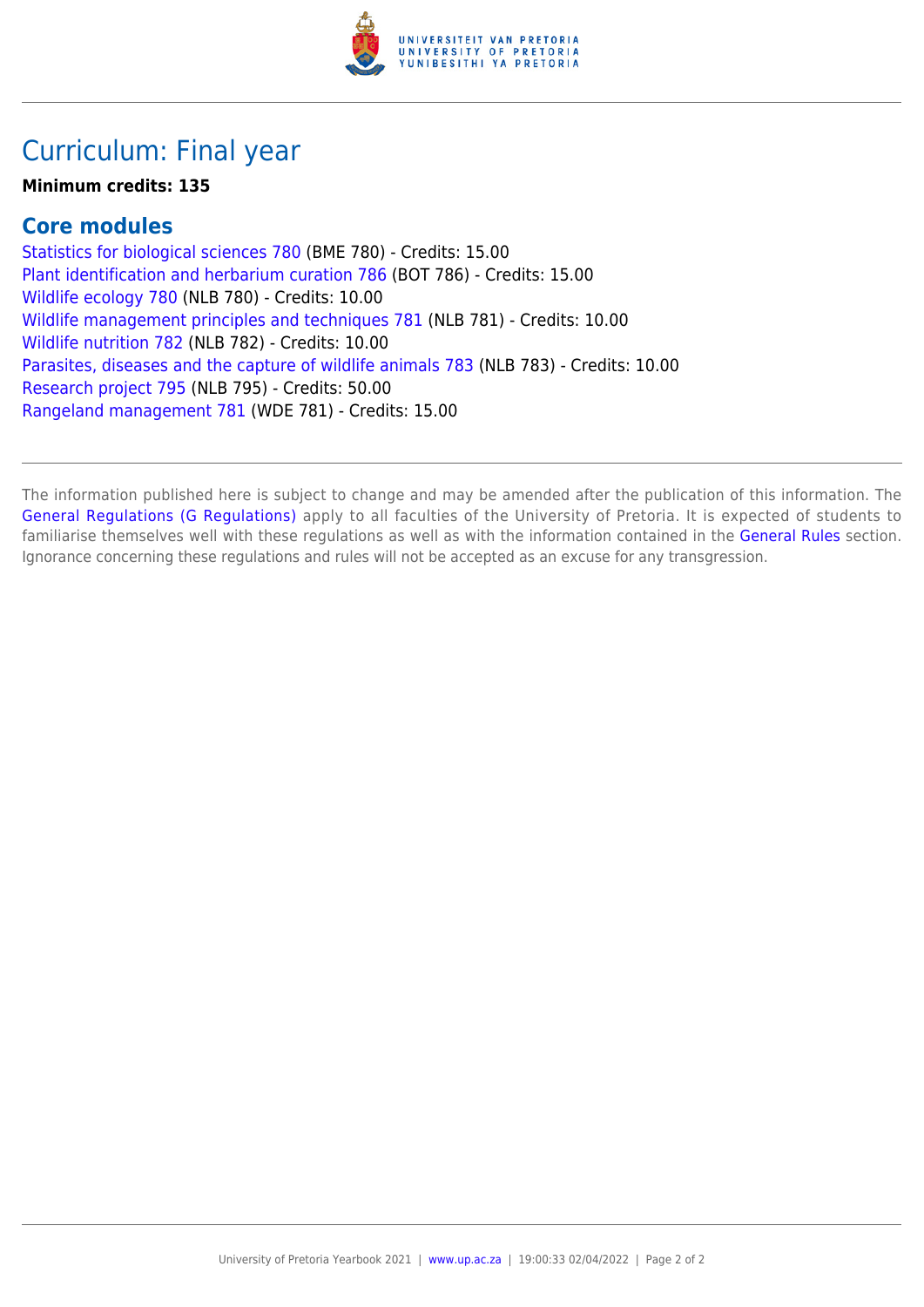# Curriculum: Final year

**Minimum credits: 135**

## Core modules

Statistics for biological sciences 780 (BME 780) - Credits: 15.00
Plant identification and herbarium curation 786 (BOT 786) - Credits: 15.00
Wildlife ecology 780 (NLB 780) - Credits: 10.00
Wildlife management principles and techniques 781 (NLB 781) - Credits: 10.00
Wildlife nutrition 782 (NLB 782) - Credits: 10.00
Parasites, diseases and the capture of wildlife animals 783 (NLB 783) - Credits: 10.00
Research project 795 (NLB 795) - Credits: 50.00
Rangeland management 781 (WDE 781) - Credits: 15.00

The information published here is subject to change and may be amended after the publication of this information. The General Regulations (G Regulations) apply to all faculties of the University of Pretoria. It is expected of students to familiarise themselves well with these regulations as well as with the information contained in the General Rules section. Ignorance concerning these regulations and rules will not be accepted as an excuse for any transgression.